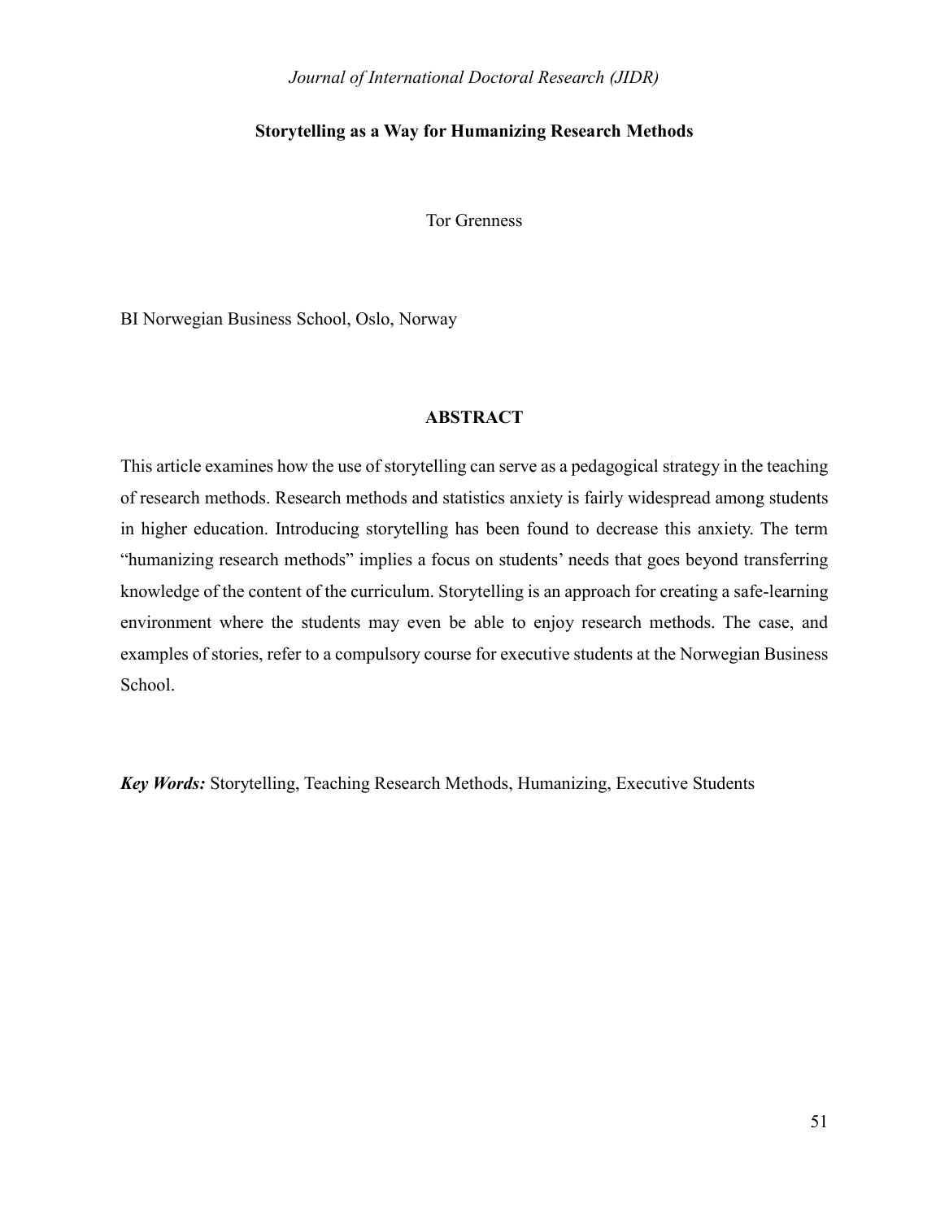# Storytelling as a Way for Humanizing Research Methods

Tor Grenness

BI Norwegian Business School, Oslo, Norway

## ABSTRACT

This article examines how the use of storytelling can serve as a pedagogical strategy in the teaching of research methods. Research methods and statistics anxiety is fairly widespread among students in higher education. Introducing storytelling has been found to decrease this anxiety. The term "humanizing research methods" implies a focus on students' needs that goes beyond transferring knowledge of the content of the curriculum. Storytelling is an approach for creating a safe-learning environment where the students may even be able to enjoy research methods. The case, and examples of stories, refer to a compulsory course for executive students at the Norwegian Business School.

***Key Words:*** Storytelling, Teaching Research Methods, Humanizing, Executive Students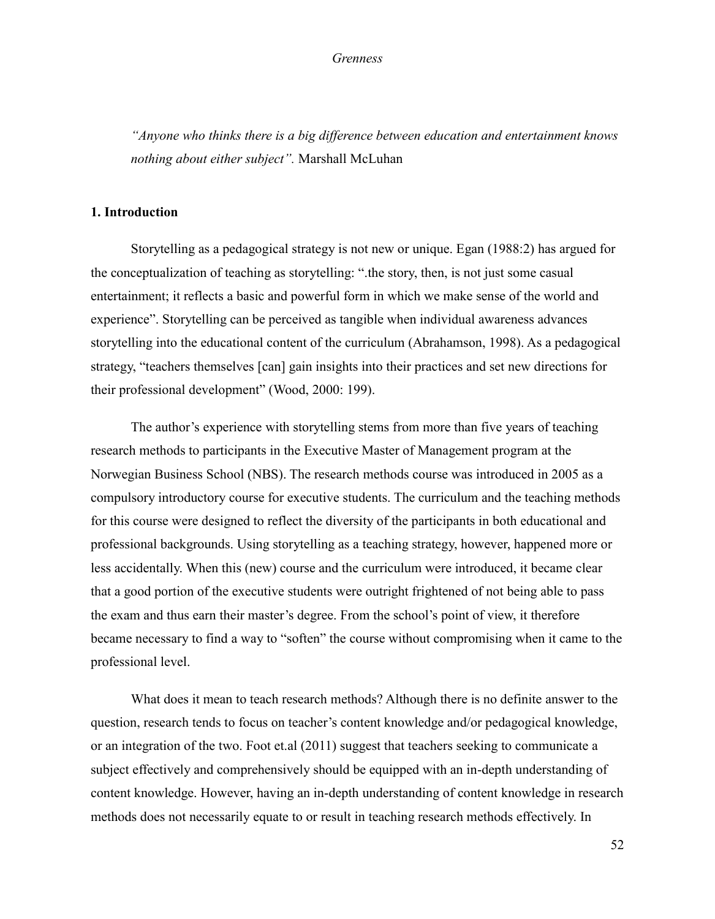*"Anyone who thinks there is a big difference between education and entertainment knows nothing about either subject".* Marshall McLuhan

## 1. Introduction

Storytelling as a pedagogical strategy is not new or unique. Egan (1988:2) has argued for the conceptualization of teaching as storytelling: ".the story, then, is not just some casual entertainment; it reflects a basic and powerful form in which we make sense of the world and experience". Storytelling can be perceived as tangible when individual awareness advances storytelling into the educational content of the curriculum (Abrahamson, 1998). As a pedagogical strategy, "teachers themselves [can] gain insights into their practices and set new directions for their professional development" (Wood, 2000: 199).

The author's experience with storytelling stems from more than five years of teaching research methods to participants in the Executive Master of Management program at the Norwegian Business School (NBS). The research methods course was introduced in 2005 as a compulsory introductory course for executive students. The curriculum and the teaching methods for this course were designed to reflect the diversity of the participants in both educational and professional backgrounds. Using storytelling as a teaching strategy, however, happened more or less accidentally. When this (new) course and the curriculum were introduced, it became clear that a good portion of the executive students were outright frightened of not being able to pass the exam and thus earn their master's degree. From the school's point of view, it therefore became necessary to find a way to "soften" the course without compromising when it came to the professional level.

What does it mean to teach research methods? Although there is no definite answer to the question, research tends to focus on teacher's content knowledge and/or pedagogical knowledge, or an integration of the two. Foot et.al (2011) suggest that teachers seeking to communicate a subject effectively and comprehensively should be equipped with an in-depth understanding of content knowledge. However, having an in-depth understanding of content knowledge in research methods does not necessarily equate to or result in teaching research methods effectively. In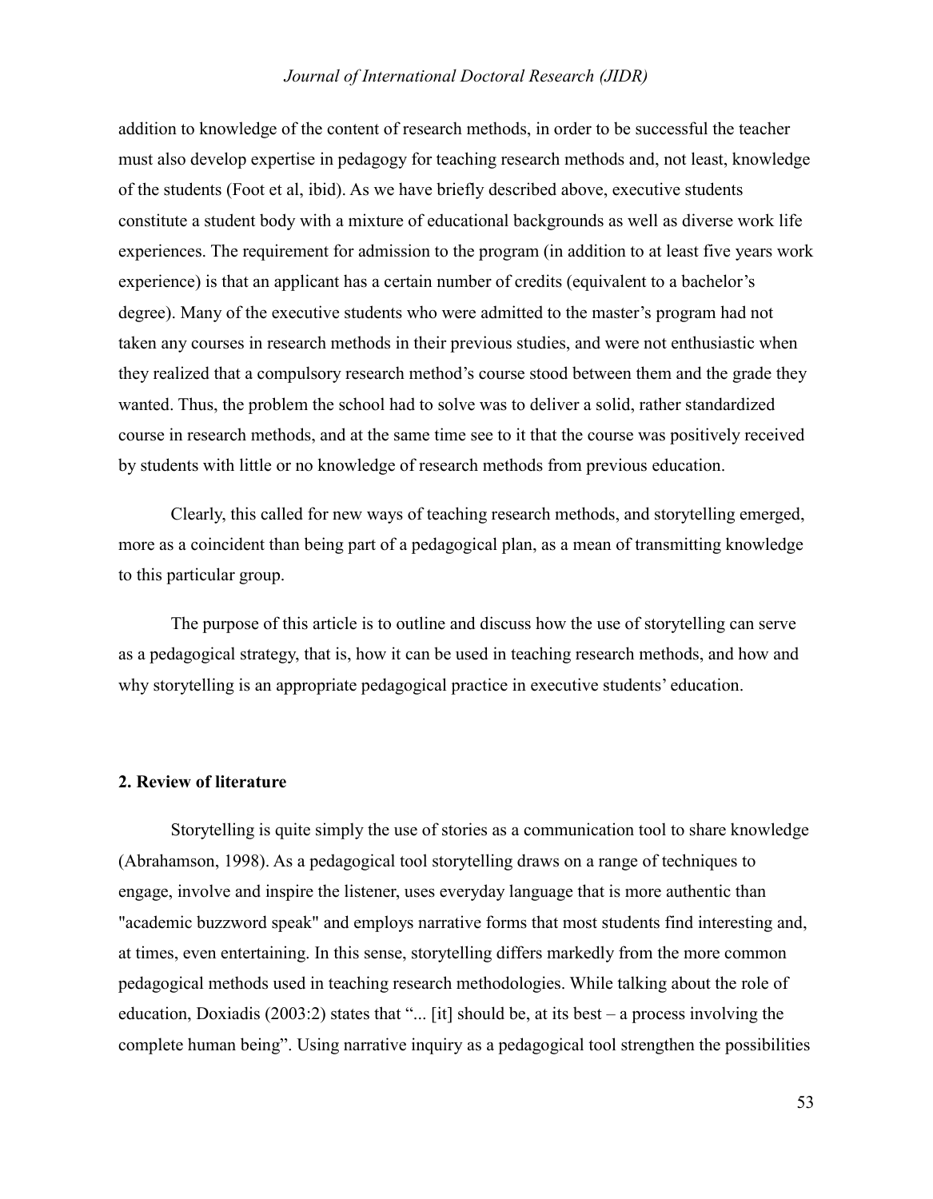addition to knowledge of the content of research methods, in order to be successful the teacher must also develop expertise in pedagogy for teaching research methods and, not least, knowledge of the students (Foot et al, ibid). As we have briefly described above, executive students constitute a student body with a mixture of educational backgrounds as well as diverse work life experiences. The requirement for admission to the program (in addition to at least five years work experience) is that an applicant has a certain number of credits (equivalent to a bachelor's degree). Many of the executive students who were admitted to the master's program had not taken any courses in research methods in their previous studies, and were not enthusiastic when they realized that a compulsory research method's course stood between them and the grade they wanted. Thus, the problem the school had to solve was to deliver a solid, rather standardized course in research methods, and at the same time see to it that the course was positively received by students with little or no knowledge of research methods from previous education.

Clearly, this called for new ways of teaching research methods, and storytelling emerged, more as a coincident than being part of a pedagogical plan, as a mean of transmitting knowledge to this particular group.

The purpose of this article is to outline and discuss how the use of storytelling can serve as a pedagogical strategy, that is, how it can be used in teaching research methods, and how and why storytelling is an appropriate pedagogical practice in executive students' education.

## 2. Review of literature

Storytelling is quite simply the use of stories as a communication tool to share knowledge (Abrahamson, 1998). As a pedagogical tool storytelling draws on a range of techniques to engage, involve and inspire the listener, uses everyday language that is more authentic than "academic buzzword speak" and employs narrative forms that most students find interesting and, at times, even entertaining. In this sense, storytelling differs markedly from the more common pedagogical methods used in teaching research methodologies. While talking about the role of education, Doxiadis (2003:2) states that "... [it] should be, at its best – a process involving the complete human being". Using narrative inquiry as a pedagogical tool strengthen the possibilities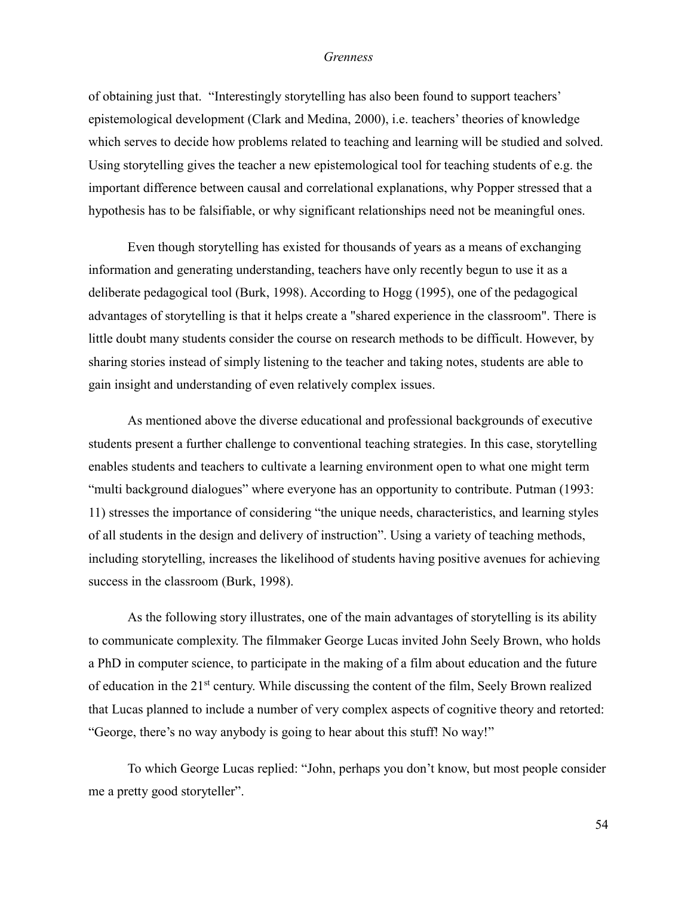of obtaining just that. "Interestingly storytelling has also been found to support teachers' epistemological development (Clark and Medina, 2000), i.e. teachers' theories of knowledge which serves to decide how problems related to teaching and learning will be studied and solved. Using storytelling gives the teacher a new epistemological tool for teaching students of e.g. the important difference between causal and correlational explanations, why Popper stressed that a hypothesis has to be falsifiable, or why significant relationships need not be meaningful ones.

Even though storytelling has existed for thousands of years as a means of exchanging information and generating understanding, teachers have only recently begun to use it as a deliberate pedagogical tool (Burk, 1998). According to Hogg (1995), one of the pedagogical advantages of storytelling is that it helps create a "shared experience in the classroom". There is little doubt many students consider the course on research methods to be difficult. However, by sharing stories instead of simply listening to the teacher and taking notes, students are able to gain insight and understanding of even relatively complex issues.

As mentioned above the diverse educational and professional backgrounds of executive students present a further challenge to conventional teaching strategies. In this case, storytelling enables students and teachers to cultivate a learning environment open to what one might term "multi background dialogues" where everyone has an opportunity to contribute. Putman (1993: 11) stresses the importance of considering "the unique needs, characteristics, and learning styles of all students in the design and delivery of instruction". Using a variety of teaching methods, including storytelling, increases the likelihood of students having positive avenues for achieving success in the classroom (Burk, 1998).

As the following story illustrates, one of the main advantages of storytelling is its ability to communicate complexity. The filmmaker George Lucas invited John Seely Brown, who holds a PhD in computer science, to participate in the making of a film about education and the future of education in the 21st century. While discussing the content of the film, Seely Brown realized that Lucas planned to include a number of very complex aspects of cognitive theory and retorted: "George, there's no way anybody is going to hear about this stuff! No way!"

To which George Lucas replied: "John, perhaps you don't know, but most people consider me a pretty good storyteller".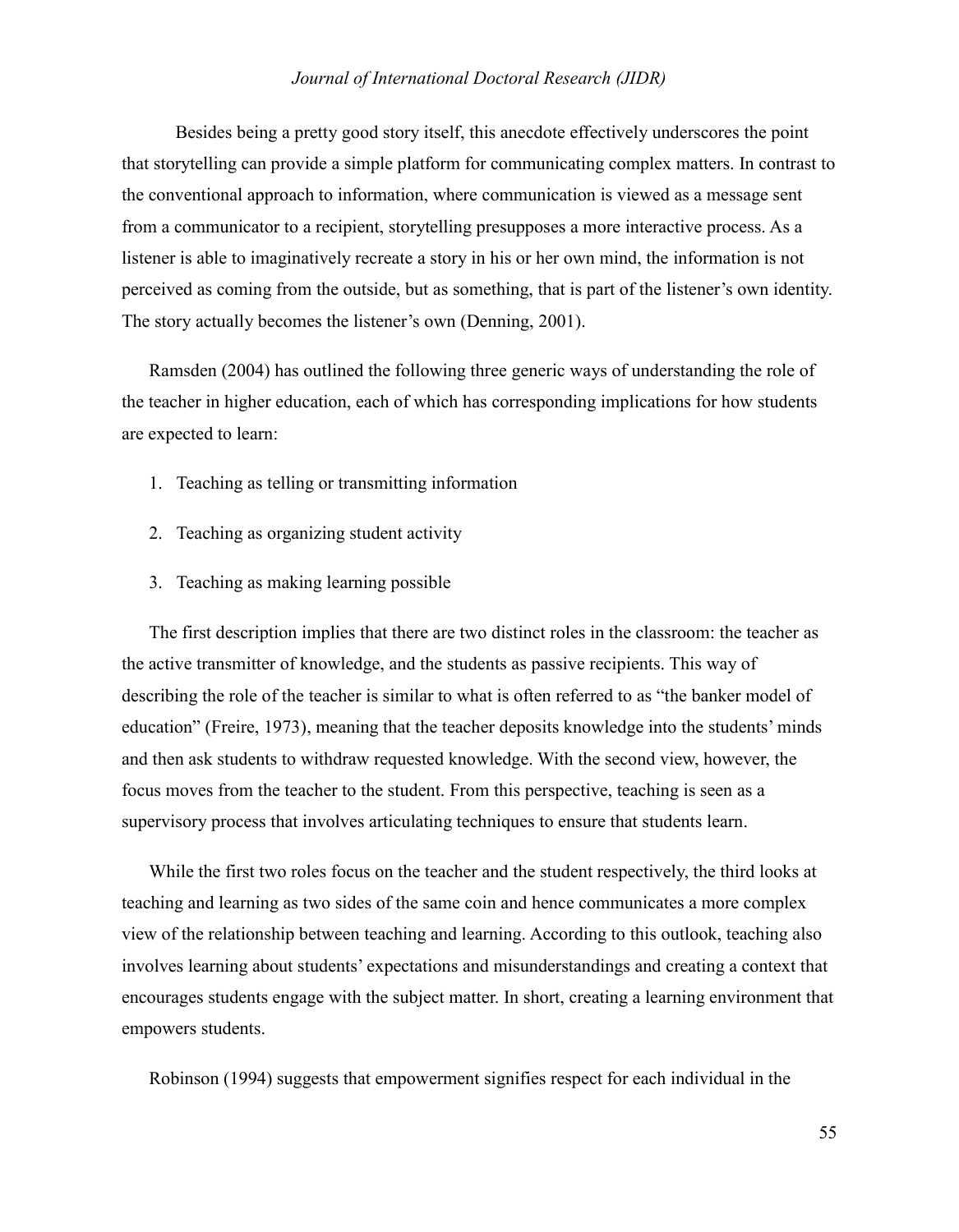Besides being a pretty good story itself, this anecdote effectively underscores the point that storytelling can provide a simple platform for communicating complex matters. In contrast to the conventional approach to information, where communication is viewed as a message sent from a communicator to a recipient, storytelling presupposes a more interactive process. As a listener is able to imaginatively recreate a story in his or her own mind, the information is not perceived as coming from the outside, but as something, that is part of the listener's own identity. The story actually becomes the listener's own (Denning, 2001).

Ramsden (2004) has outlined the following three generic ways of understanding the role of the teacher in higher education, each of which has corresponding implications for how students are expected to learn:

1. Teaching as telling or transmitting information
2. Teaching as organizing student activity
3. Teaching as making learning possible

The first description implies that there are two distinct roles in the classroom: the teacher as the active transmitter of knowledge, and the students as passive recipients. This way of describing the role of the teacher is similar to what is often referred to as "the banker model of education" (Freire, 1973), meaning that the teacher deposits knowledge into the students' minds and then ask students to withdraw requested knowledge. With the second view, however, the focus moves from the teacher to the student. From this perspective, teaching is seen as a supervisory process that involves articulating techniques to ensure that students learn.

While the first two roles focus on the teacher and the student respectively, the third looks at teaching and learning as two sides of the same coin and hence communicates a more complex view of the relationship between teaching and learning. According to this outlook, teaching also involves learning about students' expectations and misunderstandings and creating a context that encourages students engage with the subject matter. In short, creating a learning environment that empowers students.

Robinson (1994) suggests that empowerment signifies respect for each individual in the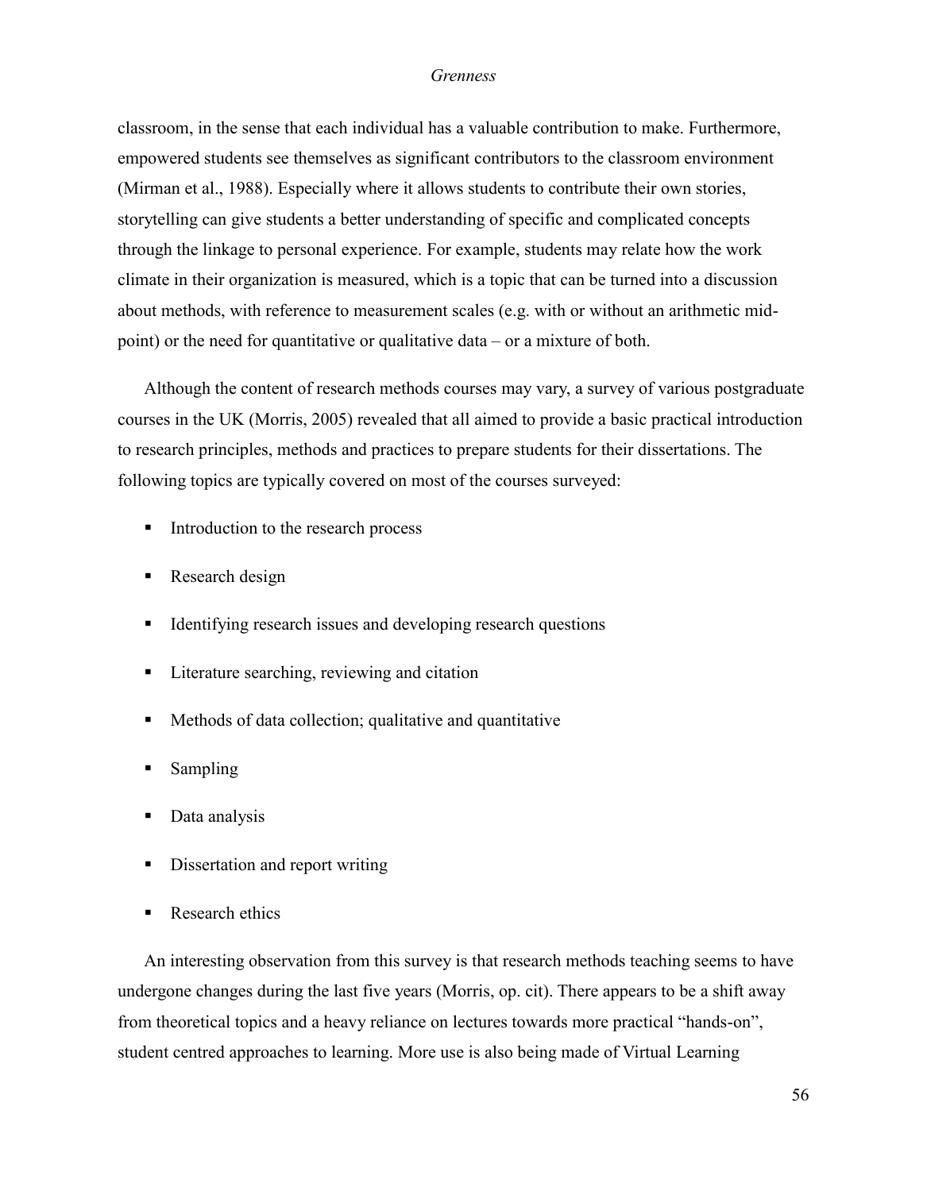classroom, in the sense that each individual has a valuable contribution to make. Furthermore, empowered students see themselves as significant contributors to the classroom environment (Mirman et al., 1988). Especially where it allows students to contribute their own stories, storytelling can give students a better understanding of specific and complicated concepts through the linkage to personal experience. For example, students may relate how the work climate in their organization is measured, which is a topic that can be turned into a discussion about methods, with reference to measurement scales (e.g. with or without an arithmetic mid-point) or the need for quantitative or qualitative data – or a mixture of both.

Although the content of research methods courses may vary, a survey of various postgraduate courses in the UK (Morris, 2005) revealed that all aimed to provide a basic practical introduction to research principles, methods and practices to prepare students for their dissertations. The following topics are typically covered on most of the courses surveyed:

- Introduction to the research process
- Research design
- Identifying research issues and developing research questions
- Literature searching, reviewing and citation
- Methods of data collection; qualitative and quantitative
- Sampling
- Data analysis
- Dissertation and report writing
- Research ethics

An interesting observation from this survey is that research methods teaching seems to have undergone changes during the last five years (Morris, op. cit). There appears to be a shift away from theoretical topics and a heavy reliance on lectures towards more practical "hands-on", student centred approaches to learning. More use is also being made of Virtual Learning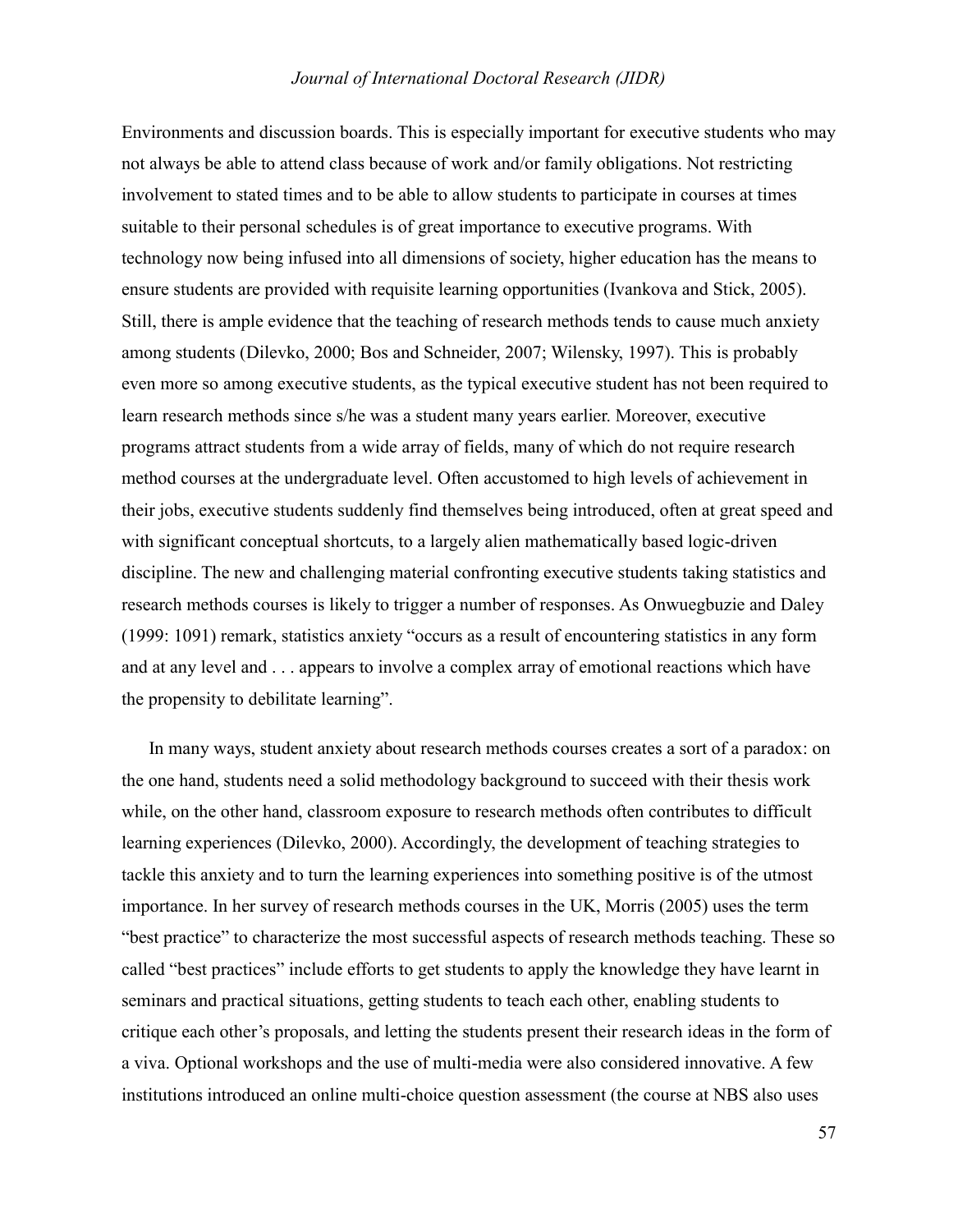Environments and discussion boards. This is especially important for executive students who may not always be able to attend class because of work and/or family obligations. Not restricting involvement to stated times and to be able to allow students to participate in courses at times suitable to their personal schedules is of great importance to executive programs. With technology now being infused into all dimensions of society, higher education has the means to ensure students are provided with requisite learning opportunities (Ivankova and Stick, 2005). Still, there is ample evidence that the teaching of research methods tends to cause much anxiety among students (Dilevko, 2000; Bos and Schneider, 2007; Wilensky, 1997). This is probably even more so among executive students, as the typical executive student has not been required to learn research methods since s/he was a student many years earlier. Moreover, executive programs attract students from a wide array of fields, many of which do not require research method courses at the undergraduate level. Often accustomed to high levels of achievement in their jobs, executive students suddenly find themselves being introduced, often at great speed and with significant conceptual shortcuts, to a largely alien mathematically based logic-driven discipline. The new and challenging material confronting executive students taking statistics and research methods courses is likely to trigger a number of responses. As Onwuegbuzie and Daley (1999: 1091) remark, statistics anxiety "occurs as a result of encountering statistics in any form and at any level and . . . appears to involve a complex array of emotional reactions which have the propensity to debilitate learning".

In many ways, student anxiety about research methods courses creates a sort of a paradox: on the one hand, students need a solid methodology background to succeed with their thesis work while, on the other hand, classroom exposure to research methods often contributes to difficult learning experiences (Dilevko, 2000). Accordingly, the development of teaching strategies to tackle this anxiety and to turn the learning experiences into something positive is of the utmost importance. In her survey of research methods courses in the UK, Morris (2005) uses the term "best practice" to characterize the most successful aspects of research methods teaching. These so called "best practices" include efforts to get students to apply the knowledge they have learnt in seminars and practical situations, getting students to teach each other, enabling students to critique each other's proposals, and letting the students present their research ideas in the form of a viva. Optional workshops and the use of multi-media were also considered innovative. A few institutions introduced an online multi-choice question assessment (the course at NBS also uses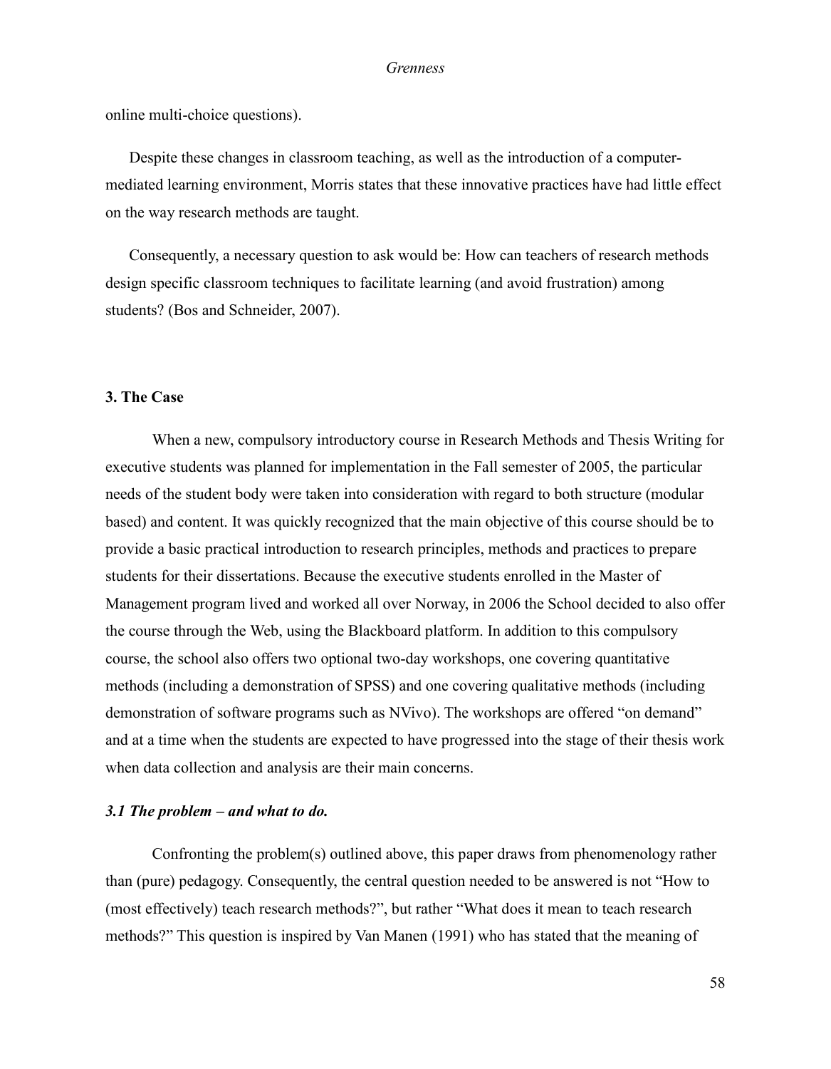online multi-choice questions).

Despite these changes in classroom teaching, as well as the introduction of a computer-mediated learning environment, Morris states that these innovative practices have had little effect on the way research methods are taught.

Consequently, a necessary question to ask would be: How can teachers of research methods design specific classroom techniques to facilitate learning (and avoid frustration) among students? (Bos and Schneider, 2007).

## 3. The Case

When a new, compulsory introductory course in Research Methods and Thesis Writing for executive students was planned for implementation in the Fall semester of 2005, the particular needs of the student body were taken into consideration with regard to both structure (modular based) and content. It was quickly recognized that the main objective of this course should be to provide a basic practical introduction to research principles, methods and practices to prepare students for their dissertations. Because the executive students enrolled in the Master of Management program lived and worked all over Norway, in 2006 the School decided to also offer the course through the Web, using the Blackboard platform. In addition to this compulsory course, the school also offers two optional two-day workshops, one covering quantitative methods (including a demonstration of SPSS) and one covering qualitative methods (including demonstration of software programs such as NVivo). The workshops are offered "on demand" and at a time when the students are expected to have progressed into the stage of their thesis work when data collection and analysis are their main concerns.

### *3.1 The problem – and what to do.*

Confronting the problem(s) outlined above, this paper draws from phenomenology rather than (pure) pedagogy. Consequently, the central question needed to be answered is not "How to (most effectively) teach research methods?", but rather "What does it mean to teach research methods?" This question is inspired by Van Manen (1991) who has stated that the meaning of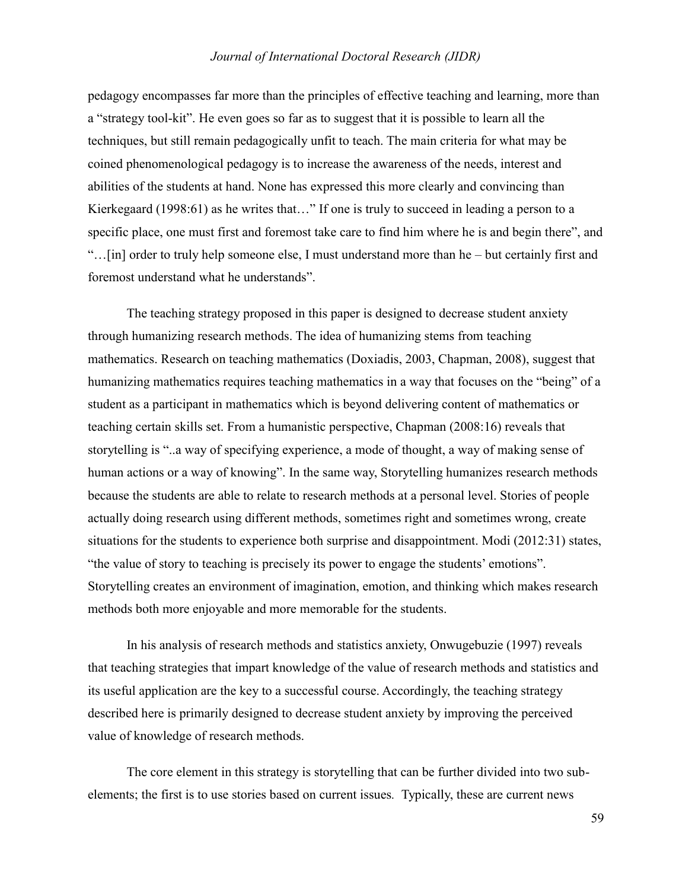pedagogy encompasses far more than the principles of effective teaching and learning, more than a "strategy tool-kit". He even goes so far as to suggest that it is possible to learn all the techniques, but still remain pedagogically unfit to teach. The main criteria for what may be coined phenomenological pedagogy is to increase the awareness of the needs, interest and abilities of the students at hand. None has expressed this more clearly and convincing than Kierkegaard (1998:61) as he writes that…" If one is truly to succeed in leading a person to a specific place, one must first and foremost take care to find him where he is and begin there", and "…[in] order to truly help someone else, I must understand more than he – but certainly first and foremost understand what he understands".

The teaching strategy proposed in this paper is designed to decrease student anxiety through humanizing research methods. The idea of humanizing stems from teaching mathematics. Research on teaching mathematics (Doxiadis, 2003, Chapman, 2008), suggest that humanizing mathematics requires teaching mathematics in a way that focuses on the "being" of a student as a participant in mathematics which is beyond delivering content of mathematics or teaching certain skills set. From a humanistic perspective, Chapman (2008:16) reveals that storytelling is "..a way of specifying experience, a mode of thought, a way of making sense of human actions or a way of knowing". In the same way, Storytelling humanizes research methods because the students are able to relate to research methods at a personal level. Stories of people actually doing research using different methods, sometimes right and sometimes wrong, create situations for the students to experience both surprise and disappointment. Modi (2012:31) states, "the value of story to teaching is precisely its power to engage the students' emotions". Storytelling creates an environment of imagination, emotion, and thinking which makes research methods both more enjoyable and more memorable for the students.

In his analysis of research methods and statistics anxiety, Onwugebuzie (1997) reveals that teaching strategies that impart knowledge of the value of research methods and statistics and its useful application are the key to a successful course. Accordingly, the teaching strategy described here is primarily designed to decrease student anxiety by improving the perceived value of knowledge of research methods.

The core element in this strategy is storytelling that can be further divided into two sub-elements; the first is to use stories based on current issues. Typically, these are current news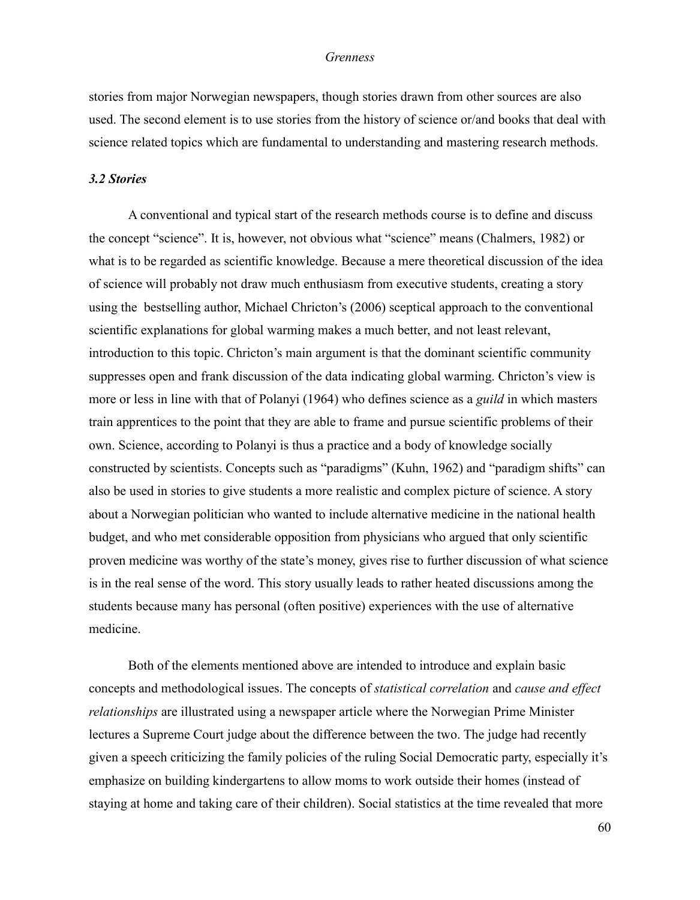stories from major Norwegian newspapers, though stories drawn from other sources are also used. The second element is to use stories from the history of science or/and books that deal with science related topics which are fundamental to understanding and mastering research methods.

### *3.2 Stories*

A conventional and typical start of the research methods course is to define and discuss the concept "science". It is, however, not obvious what "science" means (Chalmers, 1982) or what is to be regarded as scientific knowledge. Because a mere theoretical discussion of the idea of science will probably not draw much enthusiasm from executive students, creating a story using the bestselling author, Michael Chricton's (2006) sceptical approach to the conventional scientific explanations for global warming makes a much better, and not least relevant, introduction to this topic. Chricton's main argument is that the dominant scientific community suppresses open and frank discussion of the data indicating global warming. Chricton's view is more or less in line with that of Polanyi (1964) who defines science as a *guild* in which masters train apprentices to the point that they are able to frame and pursue scientific problems of their own. Science, according to Polanyi is thus a practice and a body of knowledge socially constructed by scientists. Concepts such as "paradigms" (Kuhn, 1962) and "paradigm shifts" can also be used in stories to give students a more realistic and complex picture of science. A story about a Norwegian politician who wanted to include alternative medicine in the national health budget, and who met considerable opposition from physicians who argued that only scientific proven medicine was worthy of the state's money, gives rise to further discussion of what science is in the real sense of the word. This story usually leads to rather heated discussions among the students because many has personal (often positive) experiences with the use of alternative medicine.

Both of the elements mentioned above are intended to introduce and explain basic concepts and methodological issues. The concepts of *statistical correlation* and *cause and effect relationships* are illustrated using a newspaper article where the Norwegian Prime Minister lectures a Supreme Court judge about the difference between the two. The judge had recently given a speech criticizing the family policies of the ruling Social Democratic party, especially it's emphasize on building kindergartens to allow moms to work outside their homes (instead of staying at home and taking care of their children). Social statistics at the time revealed that more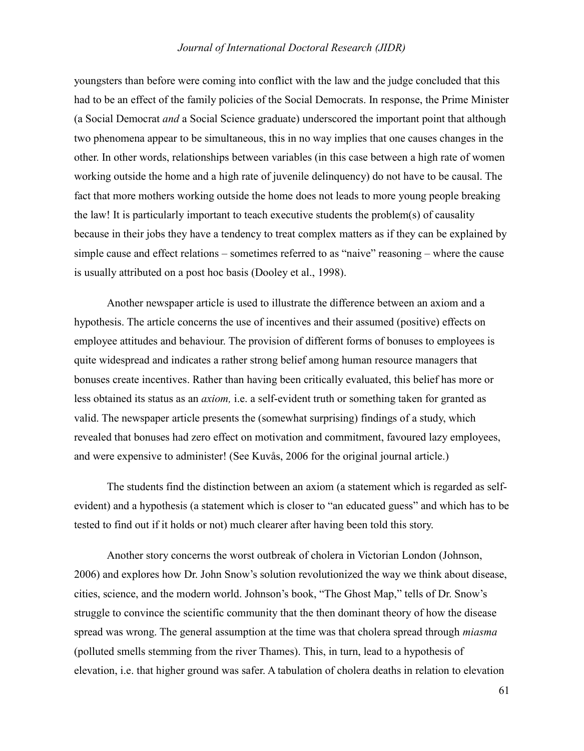youngsters than before were coming into conflict with the law and the judge concluded that this had to be an effect of the family policies of the Social Democrats. In response, the Prime Minister (a Social Democrat *and* a Social Science graduate) underscored the important point that although two phenomena appear to be simultaneous, this in no way implies that one causes changes in the other. In other words, relationships between variables (in this case between a high rate of women working outside the home and a high rate of juvenile delinquency) do not have to be causal. The fact that more mothers working outside the home does not leads to more young people breaking the law! It is particularly important to teach executive students the problem(s) of causality because in their jobs they have a tendency to treat complex matters as if they can be explained by simple cause and effect relations – sometimes referred to as "naive" reasoning – where the cause is usually attributed on a post hoc basis (Dooley et al., 1998).

Another newspaper article is used to illustrate the difference between an axiom and a hypothesis. The article concerns the use of incentives and their assumed (positive) effects on employee attitudes and behaviour. The provision of different forms of bonuses to employees is quite widespread and indicates a rather strong belief among human resource managers that bonuses create incentives. Rather than having been critically evaluated, this belief has more or less obtained its status as an *axiom,* i.e. a self-evident truth or something taken for granted as valid. The newspaper article presents the (somewhat surprising) findings of a study, which revealed that bonuses had zero effect on motivation and commitment, favoured lazy employees, and were expensive to administer! (See Kuvås, 2006 for the original journal article.)

The students find the distinction between an axiom (a statement which is regarded as self-evident) and a hypothesis (a statement which is closer to "an educated guess" and which has to be tested to find out if it holds or not) much clearer after having been told this story.

Another story concerns the worst outbreak of cholera in Victorian London (Johnson, 2006) and explores how Dr. John Snow's solution revolutionized the way we think about disease, cities, science, and the modern world. Johnson's book, "The Ghost Map," tells of Dr. Snow's struggle to convince the scientific community that the then dominant theory of how the disease spread was wrong. The general assumption at the time was that cholera spread through *miasma* (polluted smells stemming from the river Thames). This, in turn, lead to a hypothesis of elevation, i.e. that higher ground was safer. A tabulation of cholera deaths in relation to elevation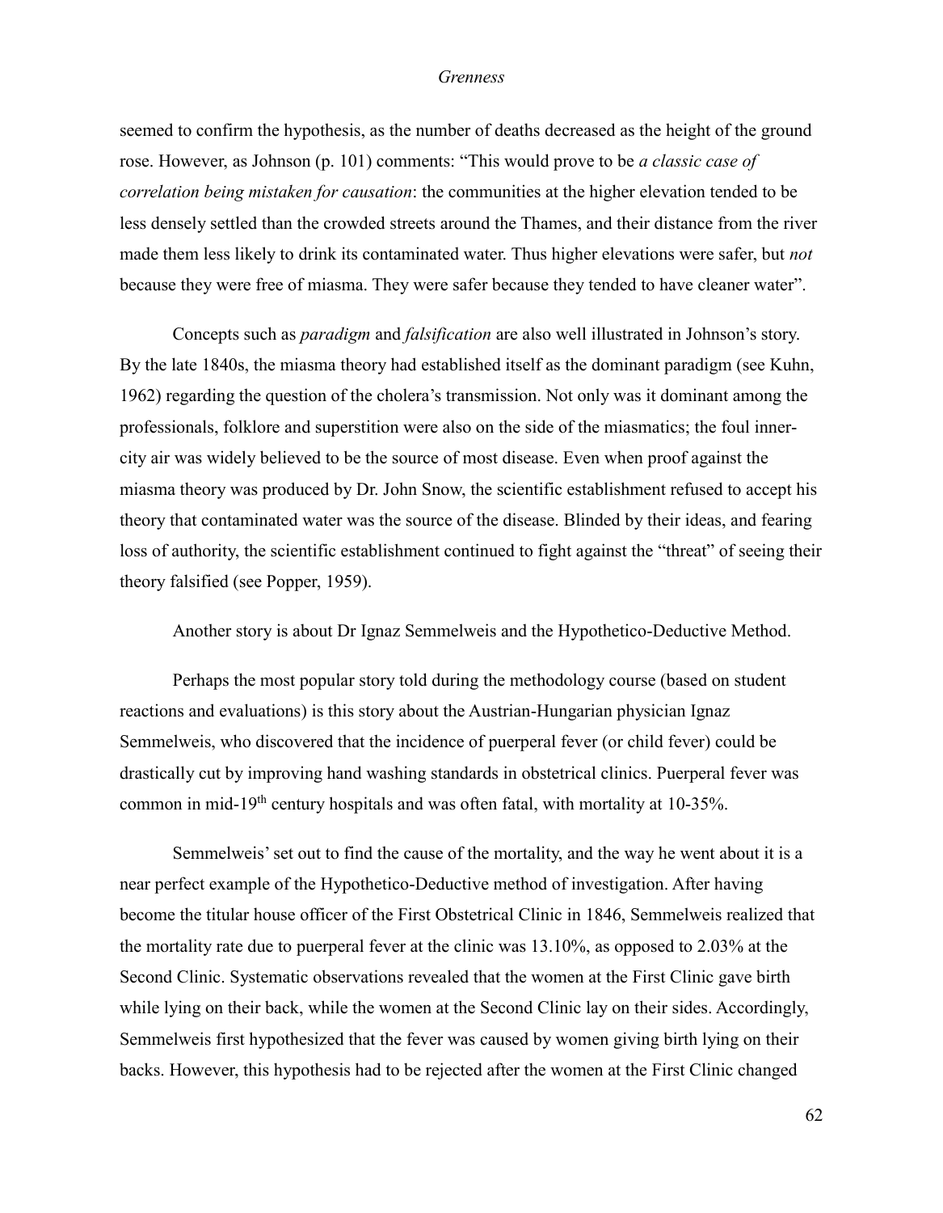seemed to confirm the hypothesis, as the number of deaths decreased as the height of the ground rose. However, as Johnson (p. 101) comments: "This would prove to be *a classic case of correlation being mistaken for causation*: the communities at the higher elevation tended to be less densely settled than the crowded streets around the Thames, and their distance from the river made them less likely to drink its contaminated water. Thus higher elevations were safer, but *not* because they were free of miasma. They were safer because they tended to have cleaner water".

Concepts such as *paradigm* and *falsification* are also well illustrated in Johnson's story. By the late 1840s, the miasma theory had established itself as the dominant paradigm (see Kuhn, 1962) regarding the question of the cholera's transmission. Not only was it dominant among the professionals, folklore and superstition were also on the side of the miasmatics; the foul inner-city air was widely believed to be the source of most disease. Even when proof against the miasma theory was produced by Dr. John Snow, the scientific establishment refused to accept his theory that contaminated water was the source of the disease. Blinded by their ideas, and fearing loss of authority, the scientific establishment continued to fight against the "threat" of seeing their theory falsified (see Popper, 1959).

Another story is about Dr Ignaz Semmelweis and the Hypothetico-Deductive Method.

Perhaps the most popular story told during the methodology course (based on student reactions and evaluations) is this story about the Austrian-Hungarian physician Ignaz Semmelweis, who discovered that the incidence of puerperal fever (or child fever) could be drastically cut by improving hand washing standards in obstetrical clinics. Puerperal fever was common in mid-19th century hospitals and was often fatal, with mortality at 10-35%.

Semmelweis' set out to find the cause of the mortality, and the way he went about it is a near perfect example of the Hypothetico-Deductive method of investigation. After having become the titular house officer of the First Obstetrical Clinic in 1846, Semmelweis realized that the mortality rate due to puerperal fever at the clinic was 13.10%, as opposed to 2.03% at the Second Clinic. Systematic observations revealed that the women at the First Clinic gave birth while lying on their back, while the women at the Second Clinic lay on their sides. Accordingly, Semmelweis first hypothesized that the fever was caused by women giving birth lying on their backs. However, this hypothesis had to be rejected after the women at the First Clinic changed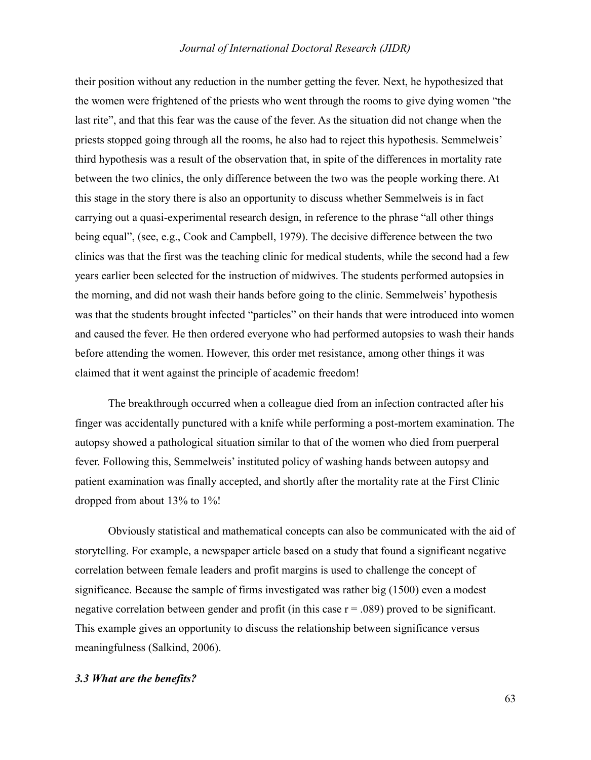their position without any reduction in the number getting the fever. Next, he hypothesized that the women were frightened of the priests who went through the rooms to give dying women “the last rite”, and that this fear was the cause of the fever. As the situation did not change when the priests stopped going through all the rooms, he also had to reject this hypothesis. Semmelweis’ third hypothesis was a result of the observation that, in spite of the differences in mortality rate between the two clinics, the only difference between the two was the people working there. At this stage in the story there is also an opportunity to discuss whether Semmelweis is in fact carrying out a quasi-experimental research design, in reference to the phrase “all other things being equal”, (see, e.g., Cook and Campbell, 1979). The decisive difference between the two clinics was that the first was the teaching clinic for medical students, while the second had a few years earlier been selected for the instruction of midwives. The students performed autopsies in the morning, and did not wash their hands before going to the clinic. Semmelweis’ hypothesis was that the students brought infected “particles” on their hands that were introduced into women and caused the fever. He then ordered everyone who had performed autopsies to wash their hands before attending the women. However, this order met resistance, among other things it was claimed that it went against the principle of academic freedom!

The breakthrough occurred when a colleague died from an infection contracted after his finger was accidentally punctured with a knife while performing a post-mortem examination. The autopsy showed a pathological situation similar to that of the women who died from puerperal fever. Following this, Semmelweis’ instituted policy of washing hands between autopsy and patient examination was finally accepted, and shortly after the mortality rate at the First Clinic dropped from about 13% to 1%!

Obviously statistical and mathematical concepts can also be communicated with the aid of storytelling. For example, a newspaper article based on a study that found a significant negative correlation between female leaders and profit margins is used to challenge the concept of significance. Because the sample of firms investigated was rather big (1500) even a modest negative correlation between gender and profit (in this case $r = .089$) proved to be significant. This example gives an opportunity to discuss the relationship between significance versus meaningfulness (Salkind, 2006).

### *3.3 What are the benefits?*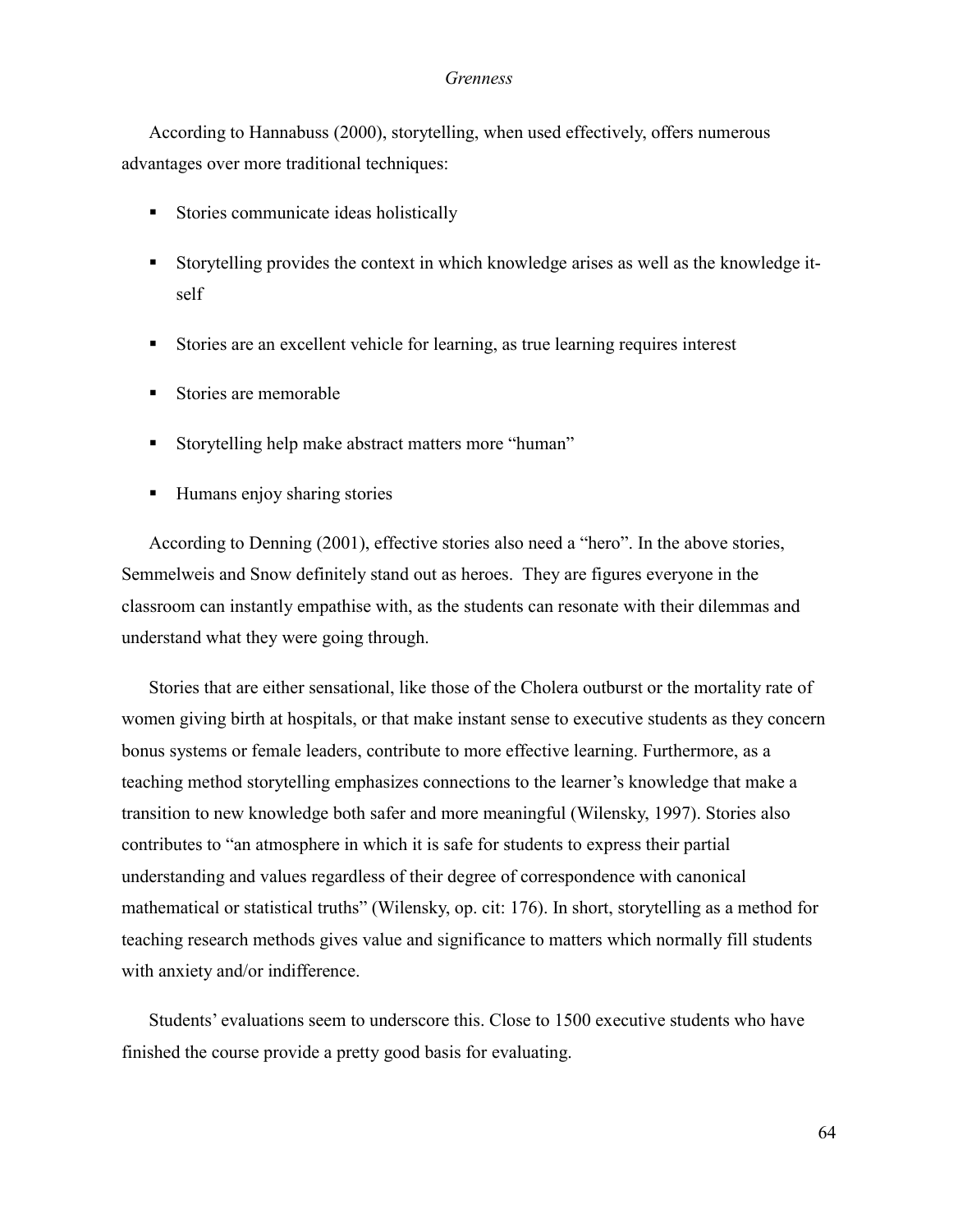According to Hannabuss (2000), storytelling, when used effectively, offers numerous advantages over more traditional techniques:

- Stories communicate ideas holistically
- Storytelling provides the context in which knowledge arises as well as the knowledge it-self
- Stories are an excellent vehicle for learning, as true learning requires interest
- Stories are memorable
- Storytelling help make abstract matters more "human"
- Humans enjoy sharing stories

According to Denning (2001), effective stories also need a "hero". In the above stories, Semmelweis and Snow definitely stand out as heroes. They are figures everyone in the classroom can instantly empathise with, as the students can resonate with their dilemmas and understand what they were going through.

Stories that are either sensational, like those of the Cholera outburst or the mortality rate of women giving birth at hospitals, or that make instant sense to executive students as they concern bonus systems or female leaders, contribute to more effective learning. Furthermore, as a teaching method storytelling emphasizes connections to the learner's knowledge that make a transition to new knowledge both safer and more meaningful (Wilensky, 1997). Stories also contributes to "an atmosphere in which it is safe for students to express their partial understanding and values regardless of their degree of correspondence with canonical mathematical or statistical truths" (Wilensky, op. cit: 176). In short, storytelling as a method for teaching research methods gives value and significance to matters which normally fill students with anxiety and/or indifference.

Students' evaluations seem to underscore this. Close to 1500 executive students who have finished the course provide a pretty good basis for evaluating.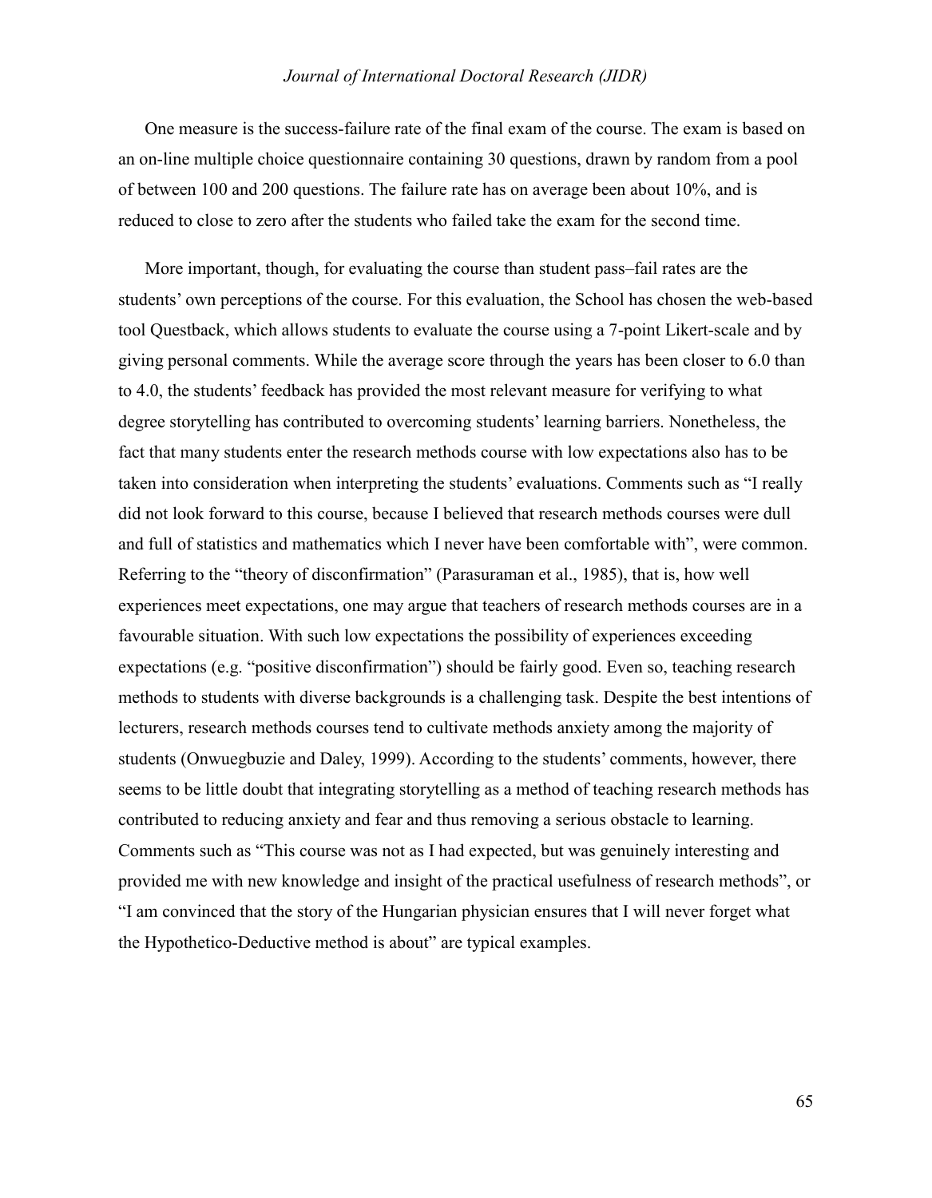One measure is the success-failure rate of the final exam of the course. The exam is based on an on-line multiple choice questionnaire containing 30 questions, drawn by random from a pool of between 100 and 200 questions. The failure rate has on average been about 10%, and is reduced to close to zero after the students who failed take the exam for the second time.

More important, though, for evaluating the course than student pass–fail rates are the students' own perceptions of the course. For this evaluation, the School has chosen the web-based tool Questback, which allows students to evaluate the course using a 7-point Likert-scale and by giving personal comments. While the average score through the years has been closer to 6.0 than to 4.0, the students' feedback has provided the most relevant measure for verifying to what degree storytelling has contributed to overcoming students' learning barriers. Nonetheless, the fact that many students enter the research methods course with low expectations also has to be taken into consideration when interpreting the students' evaluations. Comments such as "I really did not look forward to this course, because I believed that research methods courses were dull and full of statistics and mathematics which I never have been comfortable with", were common. Referring to the "theory of disconfirmation" (Parasuraman et al., 1985), that is, how well experiences meet expectations, one may argue that teachers of research methods courses are in a favourable situation. With such low expectations the possibility of experiences exceeding expectations (e.g. "positive disconfirmation") should be fairly good. Even so, teaching research methods to students with diverse backgrounds is a challenging task. Despite the best intentions of lecturers, research methods courses tend to cultivate methods anxiety among the majority of students (Onwuegbuzie and Daley, 1999). According to the students' comments, however, there seems to be little doubt that integrating storytelling as a method of teaching research methods has contributed to reducing anxiety and fear and thus removing a serious obstacle to learning. Comments such as "This course was not as I had expected, but was genuinely interesting and provided me with new knowledge and insight of the practical usefulness of research methods", or "I am convinced that the story of the Hungarian physician ensures that I will never forget what the Hypothetico-Deductive method is about" are typical examples.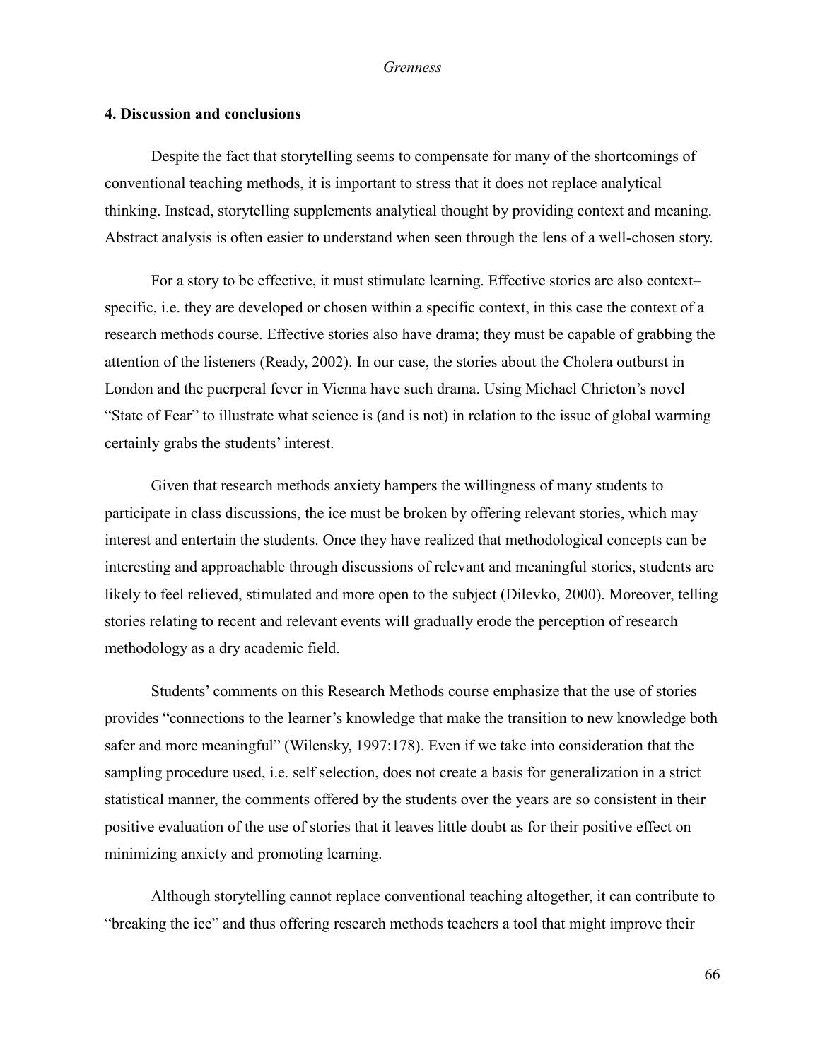## 4. Discussion and conclusions

Despite the fact that storytelling seems to compensate for many of the shortcomings of conventional teaching methods, it is important to stress that it does not replace analytical thinking. Instead, storytelling supplements analytical thought by providing context and meaning. Abstract analysis is often easier to understand when seen through the lens of a well-chosen story.

For a story to be effective, it must stimulate learning. Effective stories are also context–specific, i.e. they are developed or chosen within a specific context, in this case the context of a research methods course. Effective stories also have drama; they must be capable of grabbing the attention of the listeners (Ready, 2002). In our case, the stories about the Cholera outburst in London and the puerperal fever in Vienna have such drama. Using Michael Chricton's novel "State of Fear" to illustrate what science is (and is not) in relation to the issue of global warming certainly grabs the students' interest.

Given that research methods anxiety hampers the willingness of many students to participate in class discussions, the ice must be broken by offering relevant stories, which may interest and entertain the students. Once they have realized that methodological concepts can be interesting and approachable through discussions of relevant and meaningful stories, students are likely to feel relieved, stimulated and more open to the subject (Dilevko, 2000). Moreover, telling stories relating to recent and relevant events will gradually erode the perception of research methodology as a dry academic field.

Students' comments on this Research Methods course emphasize that the use of stories provides "connections to the learner's knowledge that make the transition to new knowledge both safer and more meaningful" (Wilensky, 1997:178). Even if we take into consideration that the sampling procedure used, i.e. self selection, does not create a basis for generalization in a strict statistical manner, the comments offered by the students over the years are so consistent in their positive evaluation of the use of stories that it leaves little doubt as for their positive effect on minimizing anxiety and promoting learning.

Although storytelling cannot replace conventional teaching altogether, it can contribute to "breaking the ice" and thus offering research methods teachers a tool that might improve their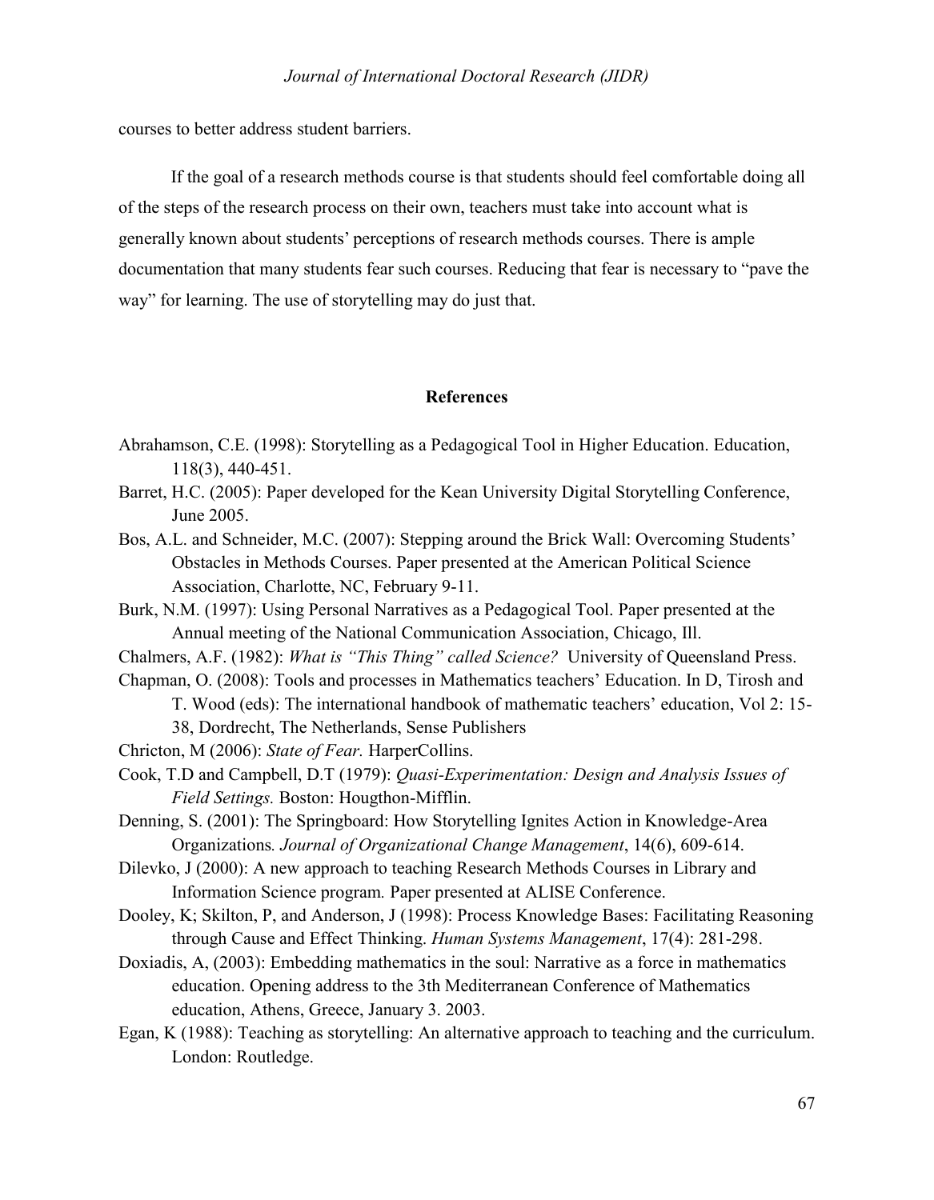courses to better address student barriers.

If the goal of a research methods course is that students should feel comfortable doing all of the steps of the research process on their own, teachers must take into account what is generally known about students' perceptions of research methods courses. There is ample documentation that many students fear such courses. Reducing that fear is necessary to "pave the way" for learning. The use of storytelling may do just that.

## References

Abrahamson, C.E. (1998): Storytelling as a Pedagogical Tool in Higher Education. Education, 118(3), 440-451.

Barret, H.C. (2005): Paper developed for the Kean University Digital Storytelling Conference, June 2005.

Bos, A.L. and Schneider, M.C. (2007): Stepping around the Brick Wall: Overcoming Students' Obstacles in Methods Courses. Paper presented at the American Political Science Association, Charlotte, NC, February 9-11.

Burk, N.M. (1997): Using Personal Narratives as a Pedagogical Tool. Paper presented at the Annual meeting of the National Communication Association, Chicago, Ill.

Chalmers, A.F. (1982): *What is "This Thing" called Science?* University of Queensland Press.

Chapman, O. (2008): Tools and processes in Mathematics teachers' Education. In D, Tirosh and T. Wood (eds): The international handbook of mathematic teachers' education, Vol 2: 15-38, Dordrecht, The Netherlands, Sense Publishers

Chricton, M (2006): *State of Fear.* HarperCollins.

Cook, T.D and Campbell, D.T (1979): *Quasi-Experimentation: Design and Analysis Issues of Field Settings.* Boston: Hougthon-Mifflin.

Denning, S. (2001): The Springboard: How Storytelling Ignites Action in Knowledge-Area Organizations*. Journal of Organizational Change Management*, 14(6), 609-614.

Dilevko, J (2000): A new approach to teaching Research Methods Courses in Library and Information Science program*.* Paper presented at ALISE Conference.

Dooley, K; Skilton, P, and Anderson, J (1998): Process Knowledge Bases: Facilitating Reasoning through Cause and Effect Thinking. *Human Systems Management*, 17(4): 281-298.

Doxiadis, A, (2003): Embedding mathematics in the soul: Narrative as a force in mathematics education. Opening address to the 3th Mediterranean Conference of Mathematics education, Athens, Greece, January 3. 2003.

Egan, K (1988): Teaching as storytelling: An alternative approach to teaching and the curriculum. London: Routledge.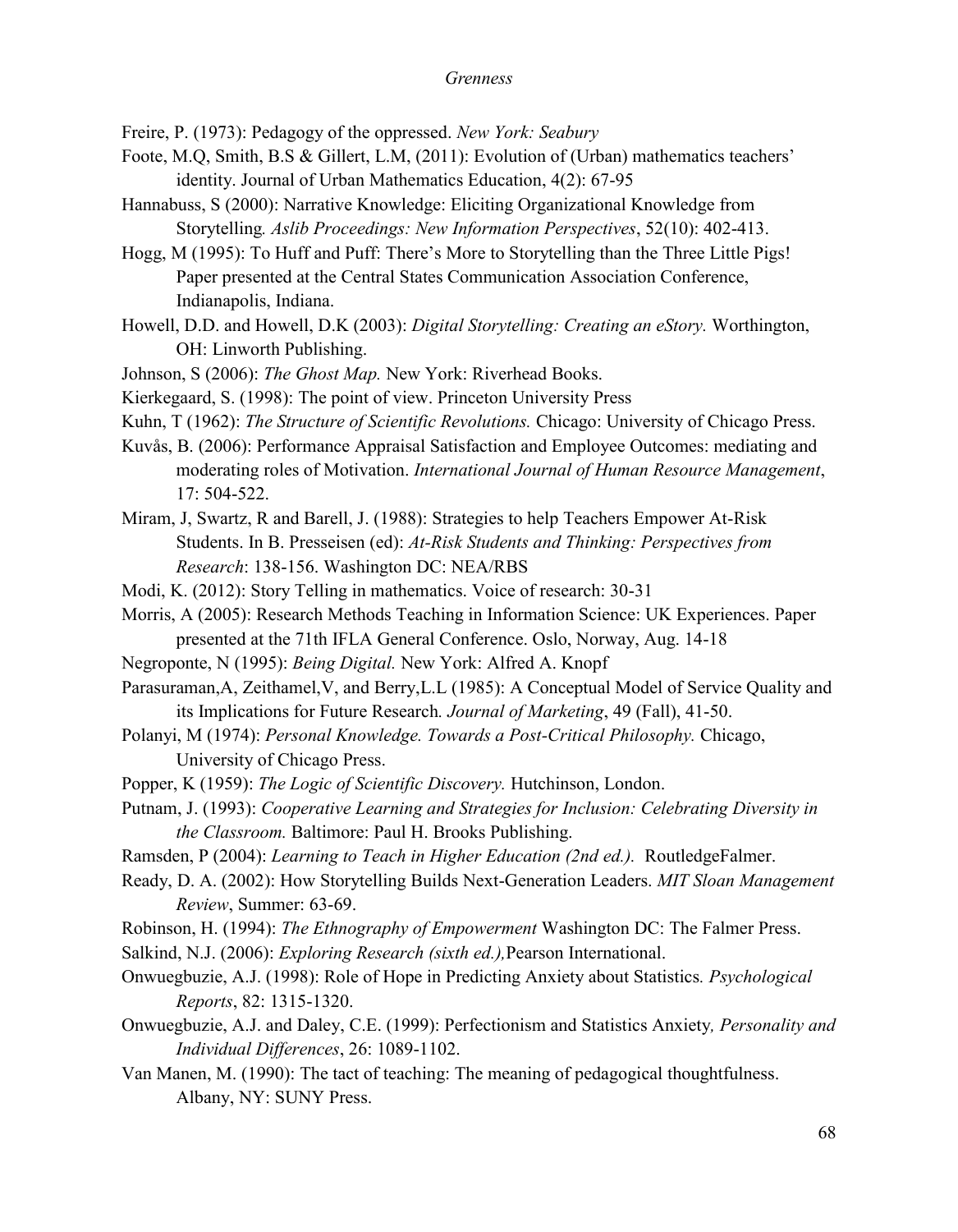Freire, P. (1973): Pedagogy of the oppressed. *New York: Seabury*

Foote, M.Q, Smith, B.S & Gillert, L.M, (2011): Evolution of (Urban) mathematics teachers' identity. Journal of Urban Mathematics Education, 4(2): 67-95

Hannabuss, S (2000): Narrative Knowledge: Eliciting Organizational Knowledge from Storytelling*. Aslib Proceedings: New Information Perspectives*, 52(10): 402-413.

Hogg, M (1995): To Huff and Puff: There's More to Storytelling than the Three Little Pigs! Paper presented at the Central States Communication Association Conference, Indianapolis, Indiana.

Howell, D.D. and Howell, D.K (2003): *Digital Storytelling: Creating an eStory.* Worthington, OH: Linworth Publishing.

Johnson, S (2006): *The Ghost Map.* New York: Riverhead Books.

Kierkegaard, S. (1998): The point of view. Princeton University Press

Kuhn, T (1962): *The Structure of Scientific Revolutions.* Chicago: University of Chicago Press.

Kuvås, B. (2006): Performance Appraisal Satisfaction and Employee Outcomes: mediating and moderating roles of Motivation. *International Journal of Human Resource Management*, 17: 504-522.

Miram, J, Swartz, R and Barell, J. (1988): Strategies to help Teachers Empower At-Risk Students. In B. Presseisen (ed): *At-Risk Students and Thinking: Perspectives from Research*: 138-156. Washington DC: NEA/RBS

Modi, K. (2012): Story Telling in mathematics. Voice of research: 30-31

Morris, A (2005): Research Methods Teaching in Information Science: UK Experiences. Paper presented at the 71th IFLA General Conference. Oslo, Norway, Aug. 14-18

Negroponte, N (1995): *Being Digital.* New York: Alfred A. Knopf

Parasuraman,A, Zeithamel,V, and Berry,L.L (1985): A Conceptual Model of Service Quality and its Implications for Future Research*. Journal of Marketing*, 49 (Fall), 41-50.

Polanyi, M (1974): *Personal Knowledge. Towards a Post-Critical Philosophy.* Chicago, University of Chicago Press.

Popper, K (1959): *The Logic of Scientific Discovery.* Hutchinson, London.

Putnam, J. (1993): *Cooperative Learning and Strategies for Inclusion: Celebrating Diversity in the Classroom.* Baltimore: Paul H. Brooks Publishing.

Ramsden, P (2004): *Learning to Teach in Higher Education (2nd ed.).* RoutledgeFalmer.

Ready, D. A. (2002): How Storytelling Builds Next-Generation Leaders. *MIT Sloan Management Review*, Summer: 63-69.

Robinson, H. (1994): *The Ethnography of Empowerment* Washington DC: The Falmer Press.

Salkind, N.J. (2006): *Exploring Research (sixth ed.),*Pearson International.

Onwuegbuzie, A.J. (1998): Role of Hope in Predicting Anxiety about Statistics*. Psychological Reports*, 82: 1315-1320.

Onwuegbuzie, A.J. and Daley, C.E. (1999): Perfectionism and Statistics Anxiety*, Personality and Individual Differences*, 26: 1089-1102.

Van Manen, M. (1990): The tact of teaching: The meaning of pedagogical thoughtfulness. Albany, NY: SUNY Press.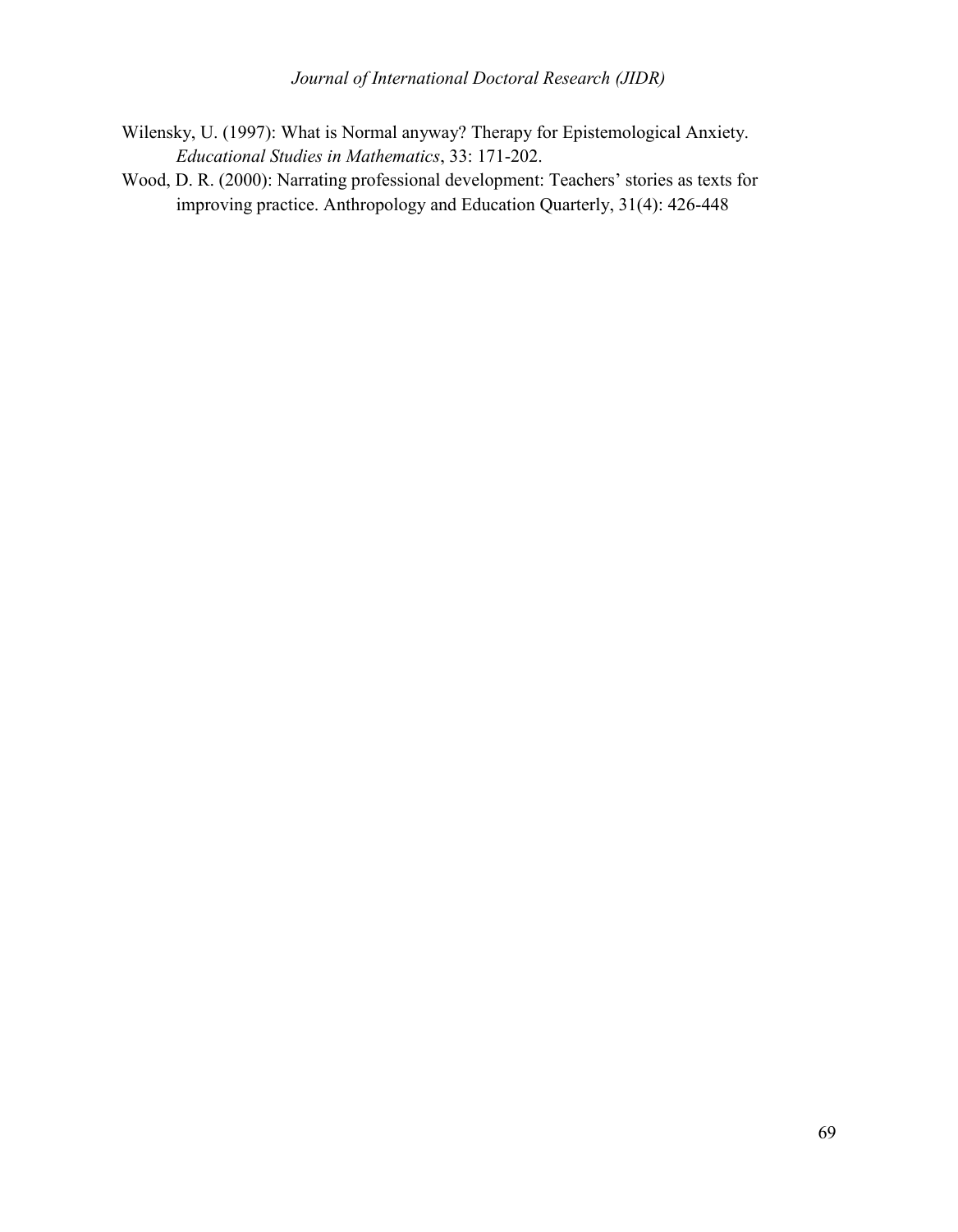Wilensky, U. (1997): What is Normal anyway? Therapy for Epistemological Anxiety. *Educational Studies in Mathematics*, 33: 171-202.

Wood, D. R. (2000): Narrating professional development: Teachers' stories as texts for improving practice. Anthropology and Education Quarterly, 31(4): 426-448